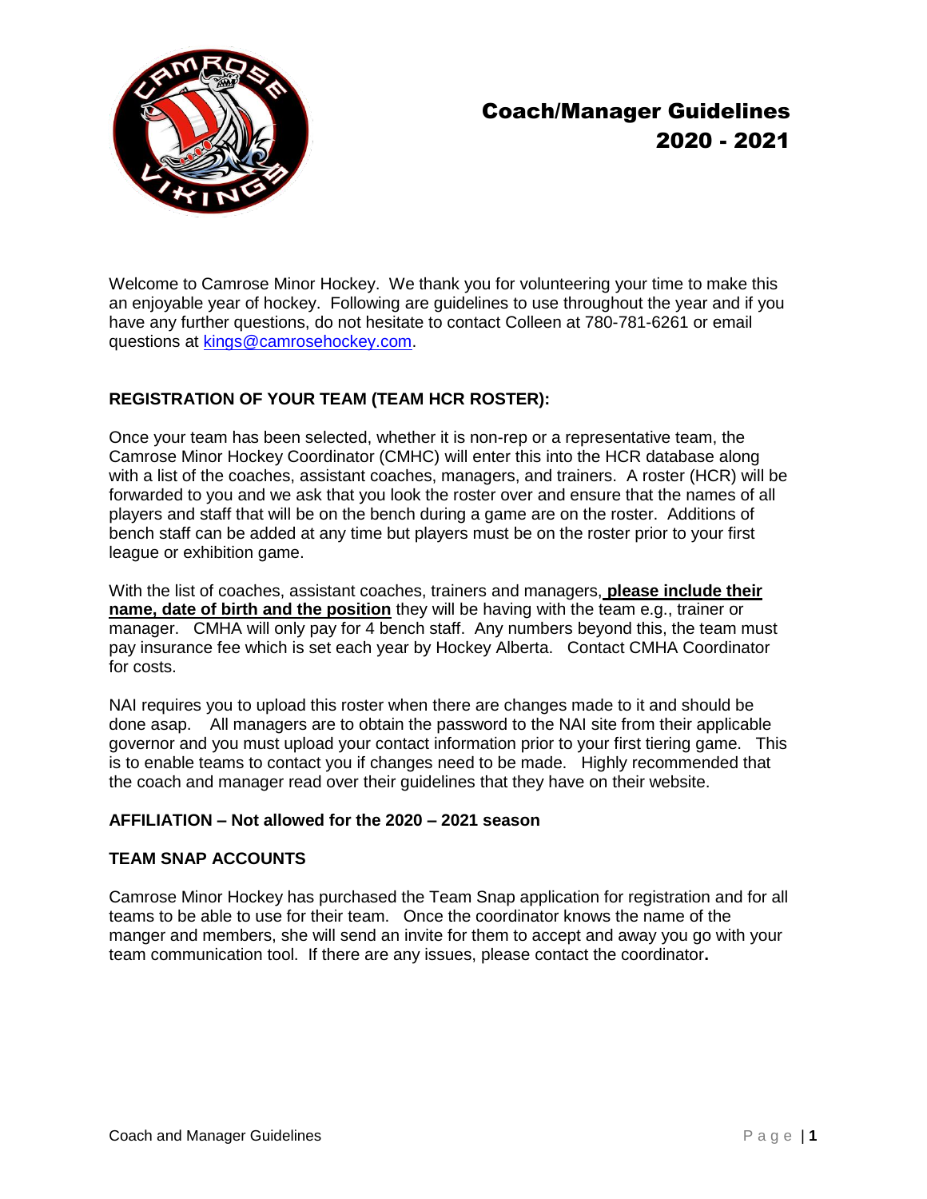# Coach/Manager Guidelines 2020 - 2021

Welcome to Camrose Minor Hockey. We thank you for volunteering your time to make this an enjoyable year of hockey. Following are guidelines to use throughout the year and if you have any further questions, do not hesitate to contact Colleen at 780-781-6261 or email questions at kings@camrosehockey.com.

## REGISTRATION OF YOUR TEAM (TEAM HCR ROSTER):

Once your team has been selected, whether it is non-rep or a representative team, the Camrose Minor Hockey Coordinator (CMHC) will enter this into the HCR database along with a list of the coaches, assistant coaches, managers, and trainers. A roster (HCR) will be forwarded to you and we ask that you look the roster over and ensure that the names of all players and staff that will be on the bench during a game are on the roster. Additions of bench staff can be added at any time but players must be on the roster prior to your first league or exhibition game.

With the list of coaches, assistant coaches, trainers and managers, **please include their name, date of birth and the position** they will be having with the team e.g., trainer or manager. CMHA will only pay for 4 bench staff. Any numbers beyond this, the team must pay insurance fee which is set each year by Hockey Alberta. Contact CMHA Coordinator for costs.

NAI requires you to upload this roster when there are changes made to it and should be done asap. All managers are to obtain the password to the NAI site from their applicable governor and you must upload your contact information prior to your first tiering game. This is to enable teams to contact you if changes need to be made. Highly recommended that the coach and manager read over their guidelines that they have on their website.

## AFFILIATION – Not allowed for the 2020 – 2021 season

## TEAM SNAP ACCOUNTS

Camrose Minor Hockey has purchased the Team Snap application for registration and for all teams to be able to use for their team. Once the coordinator knows the name of the manger and members, she will send an invite for them to accept and away you go with your team communication tool. If there are any issues, please contact the coordinator**.**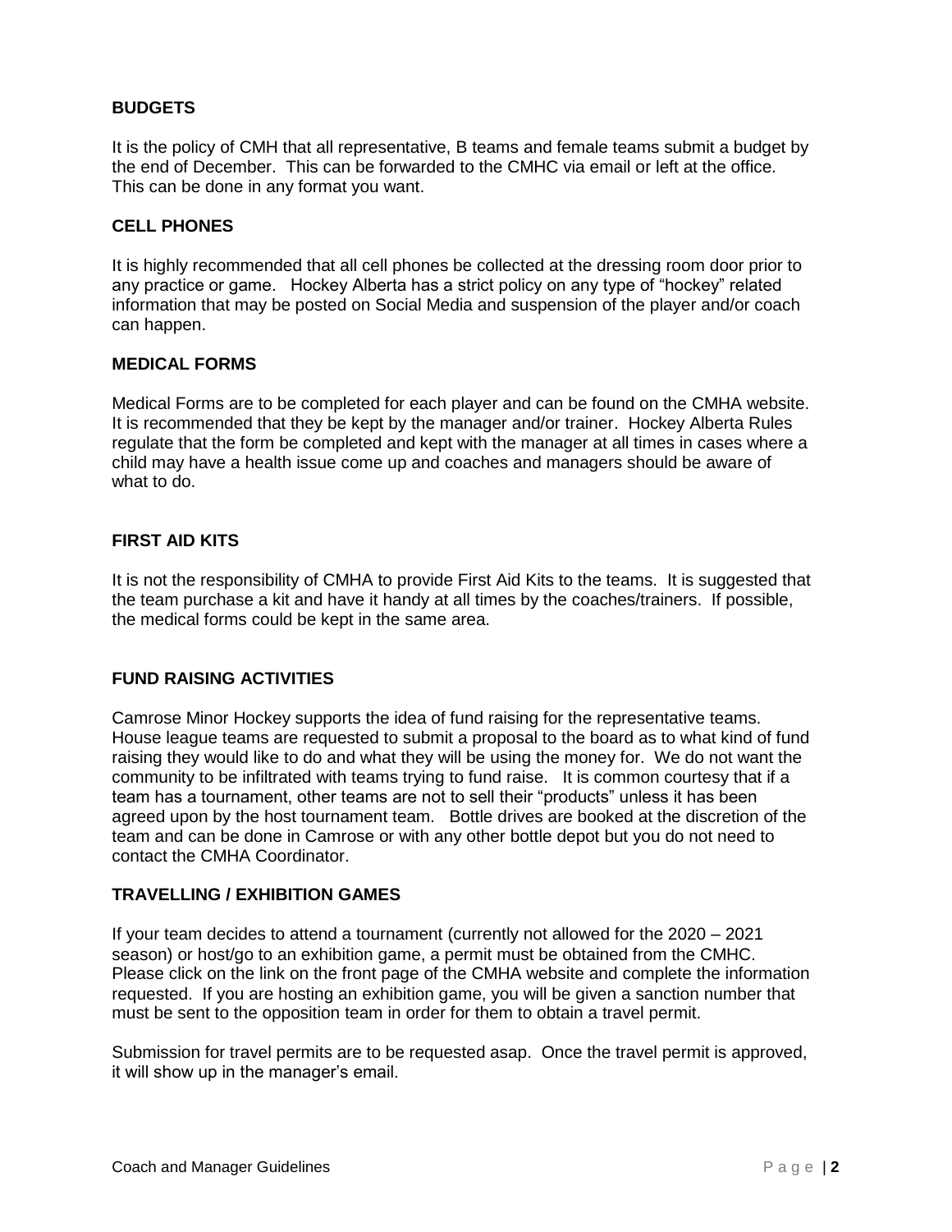## BUDGETS

It is the policy of CMH that all representative, B teams and female teams submit a budget by the end of December. This can be forwarded to the CMHC via email or left at the office. This can be done in any format you want.

## CELL PHONES

It is highly recommended that all cell phones be collected at the dressing room door prior to any practice or game. Hockey Alberta has a strict policy on any type of "hockey" related information that may be posted on Social Media and suspension of the player and/or coach can happen.

## MEDICAL FORMS

Medical Forms are to be completed for each player and can be found on the CMHA website. It is recommended that they be kept by the manager and/or trainer. Hockey Alberta Rules regulate that the form be completed and kept with the manager at all times in cases where a child may have a health issue come up and coaches and managers should be aware of what to do.

## FIRST AID KITS

It is not the responsibility of CMHA to provide First Aid Kits to the teams. It is suggested that the team purchase a kit and have it handy at all times by the coaches/trainers. If possible, the medical forms could be kept in the same area.

## FUND RAISING ACTIVITIES

Camrose Minor Hockey supports the idea of fund raising for the representative teams. House league teams are requested to submit a proposal to the board as to what kind of fund raising they would like to do and what they will be using the money for. We do not want the community to be infiltrated with teams trying to fund raise. It is common courtesy that if a team has a tournament, other teams are not to sell their "products" unless it has been agreed upon by the host tournament team. Bottle drives are booked at the discretion of the team and can be done in Camrose or with any other bottle depot but you do not need to contact the CMHA Coordinator.

## TRAVELLING / EXHIBITION GAMES

If your team decides to attend a tournament (currently not allowed for the 2020 – 2021 season) or host/go to an exhibition game, a permit must be obtained from the CMHC. Please click on the link on the front page of the CMHA website and complete the information requested. If you are hosting an exhibition game, you will be given a sanction number that must be sent to the opposition team in order for them to obtain a travel permit.

Submission for travel permits are to be requested asap. Once the travel permit is approved, it will show up in the manager's email.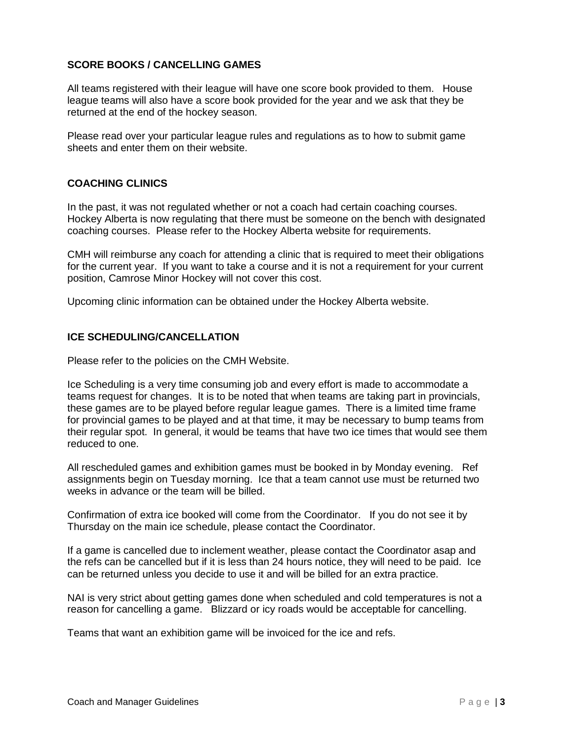## SCORE BOOKS / CANCELLING GAMES

All teams registered with their league will have one score book provided to them. House league teams will also have a score book provided for the year and we ask that they be returned at the end of the hockey season.

Please read over your particular league rules and regulations as to how to submit game sheets and enter them on their website.

## COACHING CLINICS

In the past, it was not regulated whether or not a coach had certain coaching courses. Hockey Alberta is now regulating that there must be someone on the bench with designated coaching courses. Please refer to the Hockey Alberta website for requirements.

CMH will reimburse any coach for attending a clinic that is required to meet their obligations for the current year. If you want to take a course and it is not a requirement for your current position, Camrose Minor Hockey will not cover this cost.

Upcoming clinic information can be obtained under the Hockey Alberta website.

## ICE SCHEDULING/CANCELLATION

Please refer to the policies on the CMH Website.

Ice Scheduling is a very time consuming job and every effort is made to accommodate a teams request for changes. It is to be noted that when teams are taking part in provincials, these games are to be played before regular league games. There is a limited time frame for provincial games to be played and at that time, it may be necessary to bump teams from their regular spot. In general, it would be teams that have two ice times that would see them reduced to one.

All rescheduled games and exhibition games must be booked in by Monday evening. Ref assignments begin on Tuesday morning. Ice that a team cannot use must be returned two weeks in advance or the team will be billed.

Confirmation of extra ice booked will come from the Coordinator. If you do not see it by Thursday on the main ice schedule, please contact the Coordinator.

If a game is cancelled due to inclement weather, please contact the Coordinator asap and the refs can be cancelled but if it is less than 24 hours notice, they will need to be paid. Ice can be returned unless you decide to use it and will be billed for an extra practice.

NAI is very strict about getting games done when scheduled and cold temperatures is not a reason for cancelling a game. Blizzard or icy roads would be acceptable for cancelling.

Teams that want an exhibition game will be invoiced for the ice and refs.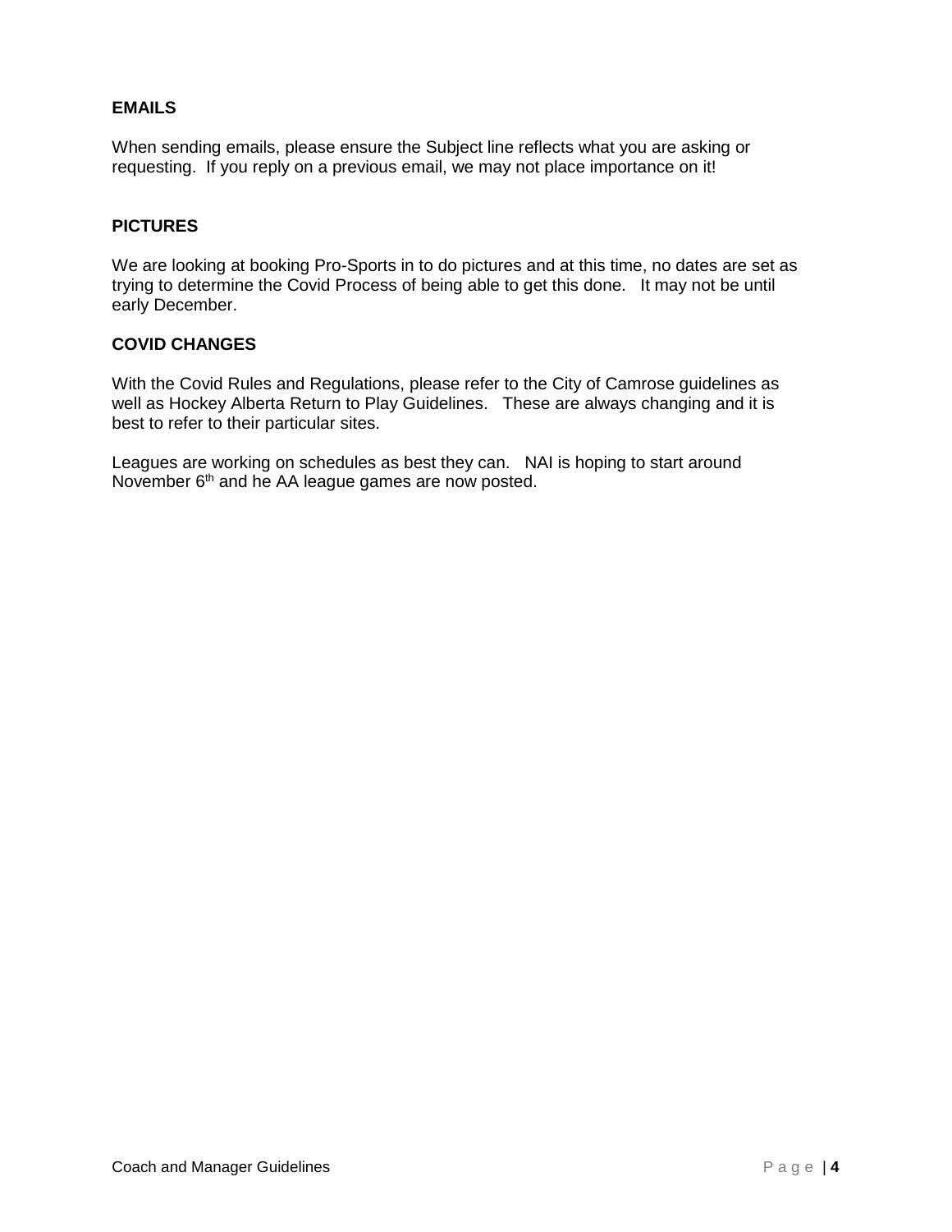## EMAILS

When sending emails, please ensure the Subject line reflects what you are asking or requesting. If you reply on a previous email, we may not place importance on it!

## PICTURES

We are looking at booking Pro-Sports in to do pictures and at this time, no dates are set as trying to determine the Covid Process of being able to get this done. It may not be until early December.

## COVID CHANGES

With the Covid Rules and Regulations, please refer to the City of Camrose guidelines as well as Hockey Alberta Return to Play Guidelines. These are always changing and it is best to refer to their particular sites.

Leagues are working on schedules as best they can. NAI is hoping to start around November 6th and he AA league games are now posted.